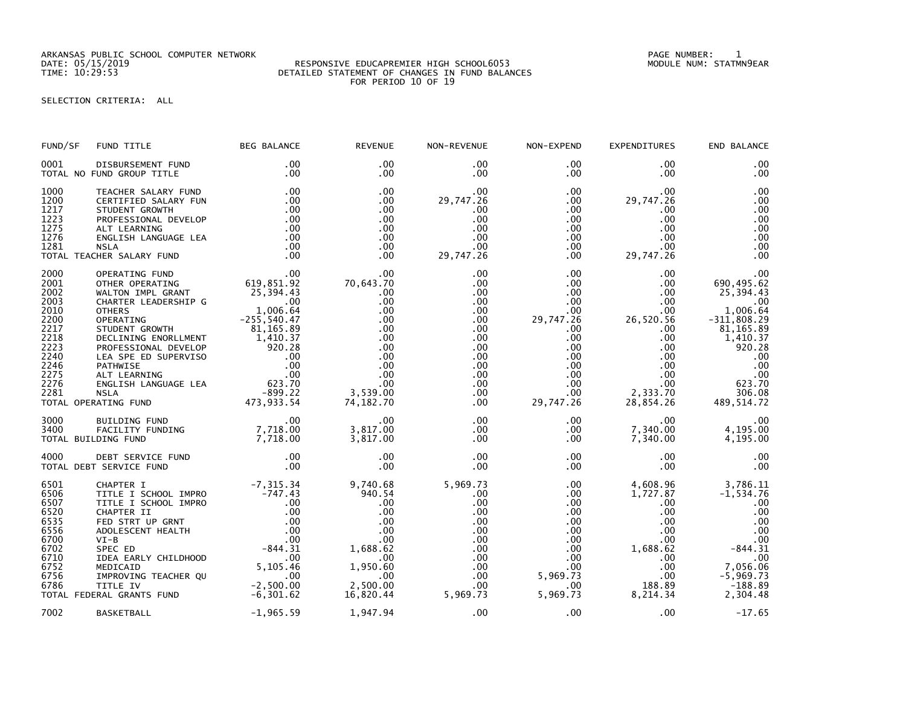ARKANSAS PUBLIC SCHOOL COMPUTER NETWORK
DATE: 05/15/2019
TIME: 10:29:53

RESPONSIVE EDUCAPREMIER HIGH SCHOOL6053
DETAILED STATEMENT OF CHANGES IN FUND BALANCES
FOR PERIOD 10 OF 19

PAGE NUMBER: 1
MODULE NUM: STATMN9EAR

SELECTION CRITERIA: ALL

| FUND/SF | FUND TITLE | BEG BALANCE | REVENUE | NON-REVENUE | NON-EXPEND | EXPENDITURES | END BALANCE |
|---|---|---|---|---|---|---|---|
| 0001 | DISBURSEMENT FUND | .00 | .00 | .00 | .00 | .00 | .00 |
| TOTAL NO FUND GROUP TITLE | | .00 | .00 | .00 | .00 | .00 | .00 |
| 1000 | TEACHER SALARY FUND | .00 | .00 | .00 | .00 | .00 | .00 |
| 1200 | CERTIFIED SALARY FUN | .00 | .00 | 29,747.26 | .00 | 29,747.26 | .00 |
| 1217 | STUDENT GROWTH | .00 | .00 | .00 | .00 | .00 | .00 |
| 1223 | PROFESSIONAL DEVELOP | .00 | .00 | .00 | .00 | .00 | .00 |
| 1275 | ALT LEARNING | .00 | .00 | .00 | .00 | .00 | .00 |
| 1276 | ENGLISH LANGUAGE LEA | .00 | .00 | .00 | .00 | .00 | .00 |
| 1281 | NSLA | .00 | .00 | .00 | .00 | .00 | .00 |
| TOTAL TEACHER SALARY FUND | | .00 | .00 | 29,747.26 | .00 | 29,747.26 | .00 |
| 2000 | OPERATING FUND | .00 | .00 | .00 | .00 | .00 | .00 |
| 2001 | OTHER OPERATING | 619,851.92 | 70,643.70 | .00 | .00 | .00 | 690,495.62 |
| 2002 | WALTON IMPL GRANT | 25,394.43 | .00 | .00 | .00 | .00 | 25,394.43 |
| 2003 | CHARTER LEADERSHIP G | .00 | .00 | .00 | .00 | .00 | .00 |
| 2010 | OTHERS | 1,006.64 | .00 | .00 | .00 | .00 | 1,006.64 |
| 2200 | OPERATING | -255,540.47 | .00 | .00 | 29,747.26 | 26,520.56 | -311,808.29 |
| 2217 | STUDENT GROWTH | 81,165.89 | .00 | .00 | .00 | .00 | 81,165.89 |
| 2218 | DECLINING ENORLLMENT | 1,410.37 | .00 | .00 | .00 | .00 | 1,410.37 |
| 2223 | PROFESSIONAL DEVELOP | 920.28 | .00 | .00 | .00 | .00 | 920.28 |
| 2240 | LEA SPE ED SUPERVISO | .00 | .00 | .00 | .00 | .00 | .00 |
| 2246 | PATHWISE | .00 | .00 | .00 | .00 | .00 | .00 |
| 2275 | ALT LEARNING | .00 | .00 | .00 | .00 | .00 | .00 |
| 2276 | ENGLISH LANGUAGE LEA | 623.70 | .00 | .00 | .00 | .00 | 623.70 |
| 2281 | NSLA | -899.22 | 3,539.00 | .00 | .00 | 2,333.70 | 306.08 |
| TOTAL OPERATING FUND | | 473,933.54 | 74,182.70 | .00 | 29,747.26 | 28,854.26 | 489,514.72 |
| 3000 | BUILDING FUND | .00 | .00 | .00 | .00 | .00 | .00 |
| 3400 | FACILITY FUNDING | 7,718.00 | 3,817.00 | .00 | .00 | 7,340.00 | 4,195.00 |
| TOTAL BUILDING FUND | | 7,718.00 | 3,817.00 | .00 | .00 | 7,340.00 | 4,195.00 |
| 4000 | DEBT SERVICE FUND | .00 | .00 | .00 | .00 | .00 | .00 |
| TOTAL DEBT SERVICE FUND | | .00 | .00 | .00 | .00 | .00 | .00 |
| 6501 | CHAPTER I | -7,315.34 | 9,740.68 | 5,969.73 | .00 | 4,608.96 | 3,786.11 |
| 6506 | TITLE I SCHOOL IMPRO | -747.43 | 940.54 | .00 | .00 | 1,727.87 | -1,534.76 |
| 6507 | TITLE I SCHOOL IMPRO | .00 | .00 | .00 | .00 | .00 | .00 |
| 6520 | CHAPTER II | .00 | .00 | .00 | .00 | .00 | .00 |
| 6535 | FED STRT UP GRNT | .00 | .00 | .00 | .00 | .00 | .00 |
| 6556 | ADOLESCENT HEALTH | .00 | .00 | .00 | .00 | .00 | .00 |
| 6700 | VI-B | .00 | .00 | .00 | .00 | .00 | .00 |
| 6702 | SPEC ED | -844.31 | 1,688.62 | .00 | .00 | 1,688.62 | -844.31 |
| 6710 | IDEA EARLY CHILDHOOD | .00 | .00 | .00 | .00 | .00 | .00 |
| 6752 | MEDICAID | 5,105.46 | 1,950.60 | .00 | .00 | .00 | 7,056.06 |
| 6756 | IMPROVING TEACHER QU | .00 | .00 | .00 | 5,969.73 | .00 | -5,969.73 |
| 6786 | TITLE IV | -2,500.00 | 2,500.00 | .00 | .00 | 188.89 | -188.89 |
| TOTAL FEDERAL GRANTS FUND | | -6,301.62 | 16,820.44 | 5,969.73 | 5,969.73 | 8,214.34 | 2,304.48 |
| 7002 | BASKETBALL | -1,965.59 | 1,947.94 | .00 | .00 | .00 | -17.65 |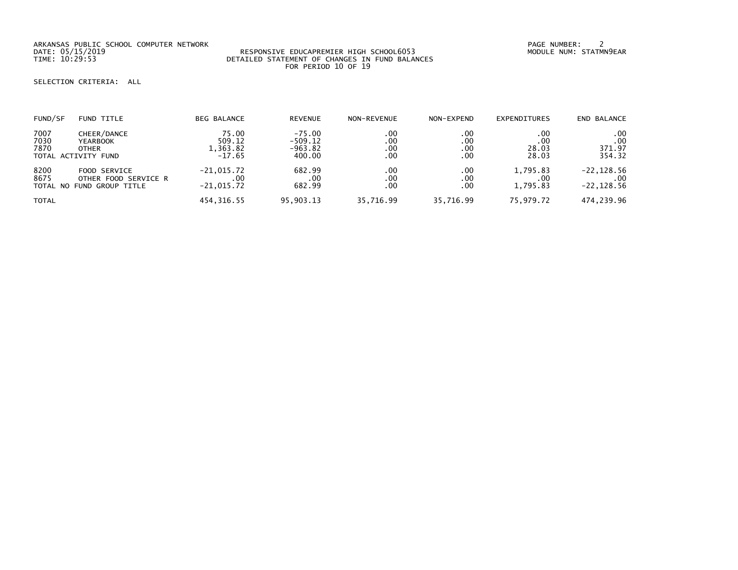ARKANSAS PUBLIC SCHOOL COMPUTER NETWORK
DATE: 05/15/2019
TIME: 10:29:53

RESPONSIVE EDUCAPREMIER HIGH SCHOOL6053
DETAILED STATEMENT OF CHANGES IN FUND BALANCES
FOR PERIOD 10 OF 19

PAGE NUMBER: 2
MODULE NUM: STATMN9EAR

SELECTION CRITERIA: ALL

| FUND/SF | FUND TITLE | BEG BALANCE | REVENUE | NON-REVENUE | NON-EXPEND | EXPENDITURES | END BALANCE |
|---|---|---|---|---|---|---|---|
| 7007 | CHEER/DANCE | 75.00 | -75.00 | .00 | .00 | .00 | .00 |
| 7030 | YEARBOOK | 509.12 | -509.12 | .00 | .00 | .00 | .00 |
| 7870 | OTHER | 1,363.82 | -963.82 | .00 | .00 | 28.03 | 371.97 |
| TOTAL ACTIVITY FUND | | -17.65 | 400.00 | .00 | .00 | 28.03 | 354.32 |
| 8200 | FOOD SERVICE | -21,015.72 | 682.99 | .00 | .00 | 1,795.83 | -22,128.56 |
| 8675 | OTHER FOOD SERVICE R | .00 | .00 | .00 | .00 | .00 | .00 |
| TOTAL NO FUND GROUP TITLE | | -21,015.72 | 682.99 | .00 | .00 | 1,795.83 | -22,128.56 |
| TOTAL | | 454,316.55 | 95,903.13 | 35,716.99 | 35,716.99 | 75,979.72 | 474,239.96 |